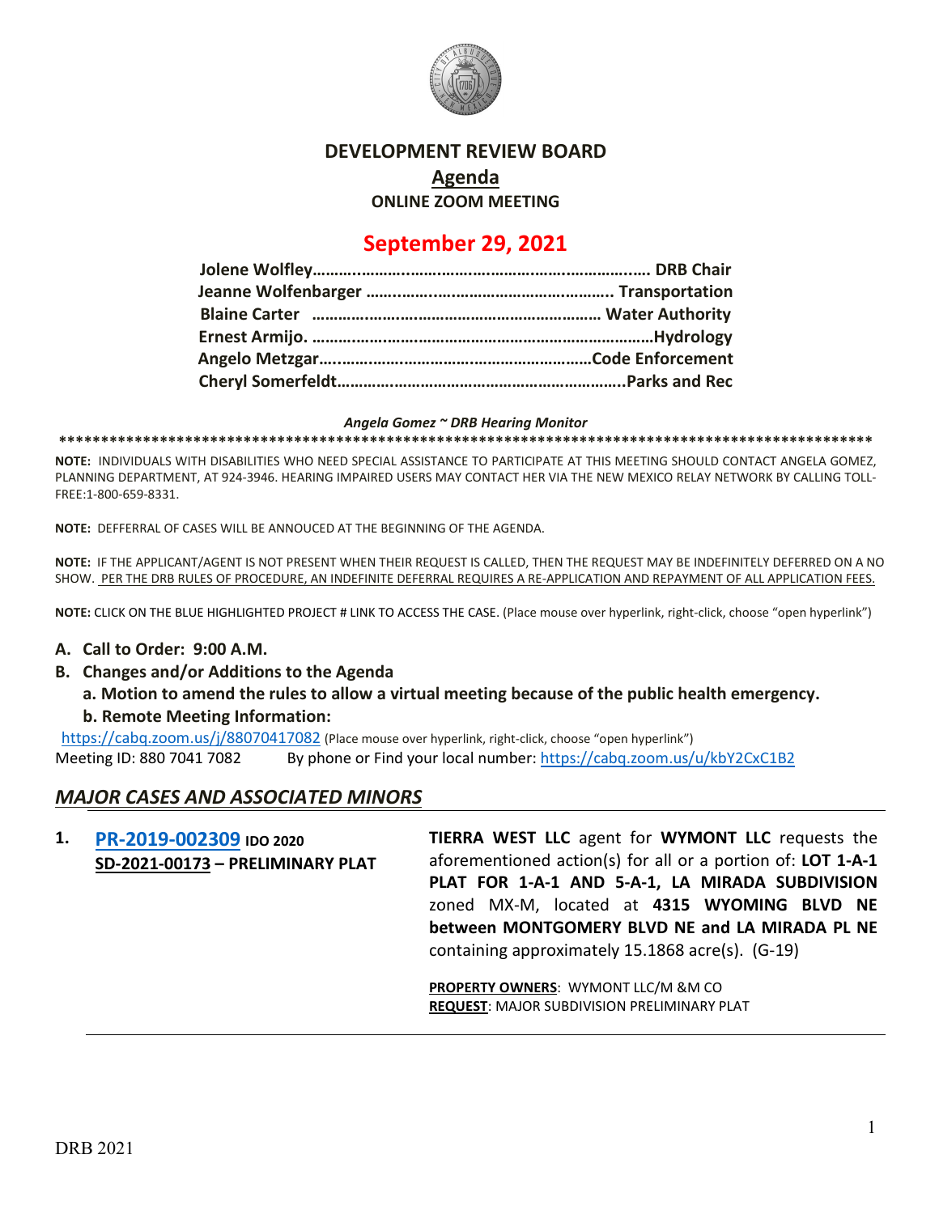# DEVELOPMENT REVIEW BOARD

## Agenda

### ONLINE ZOOM MEETING

## September 29, 2021

**Jolene Wolfley……………………………………………………………. DRB Chair**
**Jeanne Wolfenbarger ………………………………………………….. Transportation**
**Blaine Carter ……………………………………………………… Water Authority**
**Ernest Armijo. …………………………………………………………………Hydrology**
**Angelo Metzgar…………………………………………………………Code Enforcement**
**Cheryl Somerfeldt………………………………………………………..Parks and Rec**

***Angela Gomez ~ DRB Hearing Monitor***

****************************************************************************************************

**NOTE:** INDIVIDUALS WITH DISABILITIES WHO NEED SPECIAL ASSISTANCE TO PARTICIPATE AT THIS MEETING SHOULD CONTACT ANGELA GOMEZ, PLANNING DEPARTMENT, AT 924-3946. HEARING IMPAIRED USERS MAY CONTACT HER VIA THE NEW MEXICO RELAY NETWORK BY CALLING TOLL-FREE:1-800-659-8331.

**NOTE:** DEFFERRAL OF CASES WILL BE ANNOUCED AT THE BEGINNING OF THE AGENDA.

**NOTE:** IF THE APPLICANT/AGENT IS NOT PRESENT WHEN THEIR REQUEST IS CALLED, THEN THE REQUEST MAY BE INDEFINITELY DEFERRED ON A NO SHOW. PER THE DRB RULES OF PROCEDURE, AN INDEFINITE DEFERRAL REQUIRES A RE-APPLICATION AND REPAYMENT OF ALL APPLICATION FEES.

**NOTE:** CLICK ON THE BLUE HIGHLIGHTED PROJECT # LINK TO ACCESS THE CASE. (Place mouse over hyperlink, right-click, choose "open hyperlink")

**A. Call to Order: 9:00 A.M.**

**B. Changes and/or Additions to the Agenda**

**a. Motion to amend the rules to allow a virtual meeting because of the public health emergency.**

**b. Remote Meeting Information:**

https://cabq.zoom.us/j/88070417082 (Place mouse over hyperlink, right-click, choose "open hyperlink")
Meeting ID: 880 7041 7082 By phone or Find your local number: https://cabq.zoom.us/u/kbY2CxC1B2

## *MAJOR CASES AND ASSOCIATED MINORS*

**1. PR-2019-002309 IDO 2020**
**SD-2021-00173 – PRELIMINARY PLAT**

**TIERRA WEST LLC** agent for **WYMONT LLC** requests the aforementioned action(s) for all or a portion of: **LOT 1-A-1 PLAT FOR 1-A-1 AND 5-A-1, LA MIRADA SUBDIVISION** zoned MX-M, located at **4315 WYOMING BLVD NE between MONTGOMERY BLVD NE and LA MIRADA PL NE** containing approximately 15.1868 acre(s). (G-19)

**PROPERTY OWNERS**: WYMONT LLC/M &M CO
**REQUEST**: MAJOR SUBDIVISION PRELIMINARY PLAT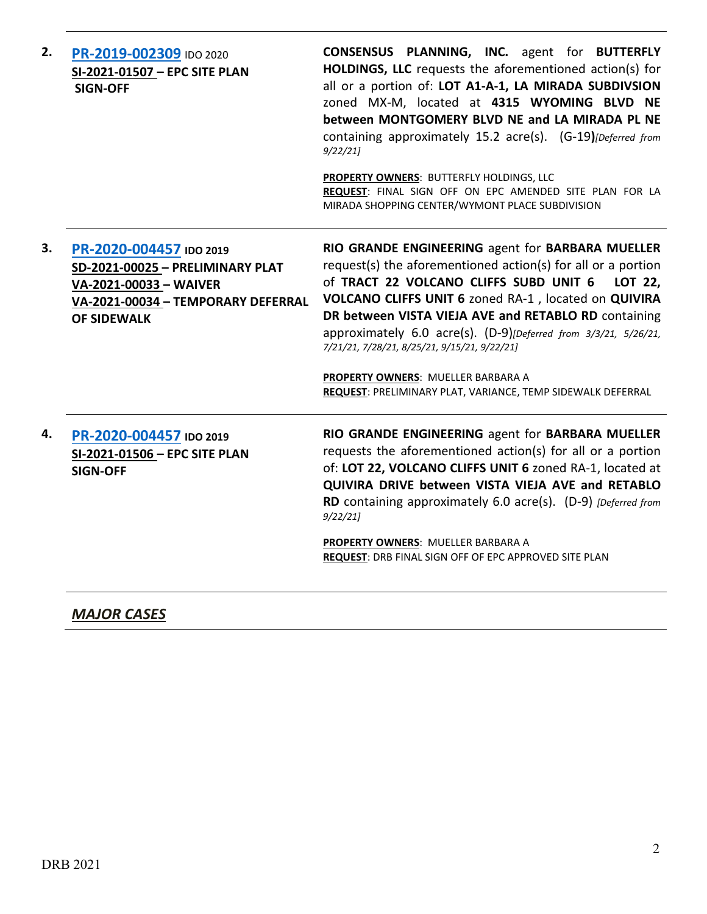| | | |
|---|---|---|
| **2.** | **PR-2019-002309** IDO 2020<br>**SI-2021-01507 – EPC SITE PLAN SIGN-OFF** | **CONSENSUS PLANNING, INC.** agent for **BUTTERFLY HOLDINGS, LLC** requests the aforementioned action(s) for all or a portion of: **LOT A1-A-1, LA MIRADA SUBDIVSION** zoned MX-M, located at **4315 WYOMING BLVD NE between MONTGOMERY BLVD NE and LA MIRADA PL NE** containing approximately 15.2 acre(s). (G-19**)***[Deferred from 9/22/21]*<br><br>**PROPERTY OWNERS**: BUTTERFLY HOLDINGS, LLC<br>**REQUEST**: FINAL SIGN OFF ON EPC AMENDED SITE PLAN FOR LA MIRADA SHOPPING CENTER/WYMONT PLACE SUBDIVISION |
| **3.** | **PR-2020-004457 IDO 2019**<br>**SD-2021-00025 – PRELIMINARY PLAT**<br>**VA-2021-00033 – WAIVER**<br>**VA-2021-00034 – TEMPORARY DEFERRAL OF SIDEWALK** | **RIO GRANDE ENGINEERING** agent for **BARBARA MUELLER** request(s) the aforementioned action(s) for all or a portion of **TRACT 22 VOLCANO CLIFFS SUBD UNIT 6 LOT 22, VOLCANO CLIFFS UNIT 6** zoned RA-1 , located on **QUIVIRA DR between VISTA VIEJA AVE and RETABLO RD** containing approximately 6.0 acre(s). (D-9)*[Deferred from 3/3/21, 5/26/21, 7/21/21, 7/28/21, 8/25/21, 9/15/21, 9/22/21]*<br><br>**PROPERTY OWNERS**: MUELLER BARBARA A<br>**REQUEST**: PRELIMINARY PLAT, VARIANCE, TEMP SIDEWALK DEFERRAL |
| **4.** | **PR-2020-004457 IDO 2019**<br>**SI-2021-01506 – EPC SITE PLAN SIGN-OFF** | **RIO GRANDE ENGINEERING** agent for **BARBARA MUELLER** requests the aforementioned action(s) for all or a portion of: **LOT 22, VOLCANO CLIFFS UNIT 6** zoned RA-1, located at **QUIVIRA DRIVE between VISTA VIEJA AVE and RETABLO RD** containing approximately 6.0 acre(s). (D-9) *[Deferred from 9/22/21]*<br><br>**PROPERTY OWNERS**: MUELLER BARBARA A<br>**REQUEST**: DRB FINAL SIGN OFF OF EPC APPROVED SITE PLAN |

***MAJOR CASES***

DRB 2021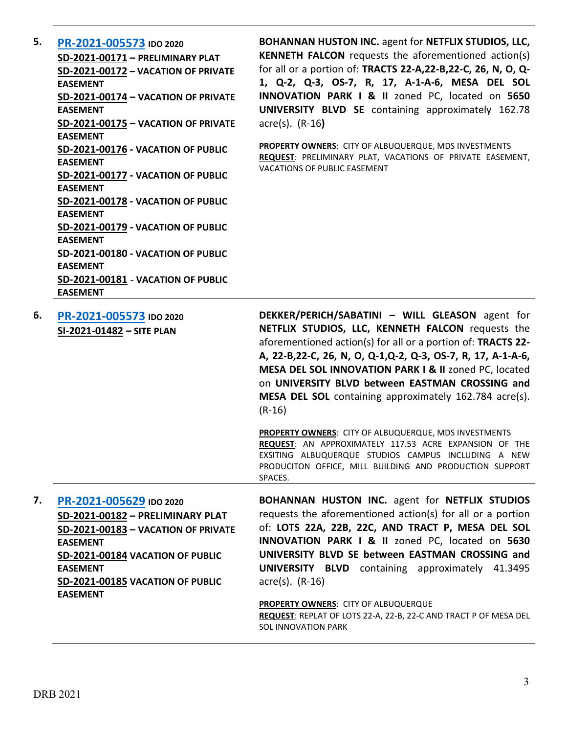**5.** **PR-2021-005573** **IDO 2020**
**SD-2021-00171 – PRELIMINARY PLAT**
**SD-2021-00172 – VACATION OF PRIVATE EASEMENT**
**SD-2021-00174 – VACATION OF PRIVATE EASEMENT**
**SD-2021-00175 – VACATION OF PRIVATE EASEMENT**
**SD-2021-00176 - VACATION OF PUBLIC EASEMENT**
**SD-2021-00177 - VACATION OF PUBLIC EASEMENT**
**SD-2021-00178 - VACATION OF PUBLIC EASEMENT**
**SD-2021-00179 - VACATION OF PUBLIC EASEMENT**
**SD-2021-00180 - VACATION OF PUBLIC EASEMENT**
**SD-2021-00181 - VACATION OF PUBLIC EASEMENT**

**BOHANNAN HUSTON INC.** agent for **NETFLIX STUDIOS, LLC, KENNETH FALCON** requests the aforementioned action(s) for all or a portion of: **TRACTS 22-A,22-B,22-C, 26, N, O, Q-1, Q-2, Q-3, OS-7, R, 17, A-1-A-6, MESA DEL SOL INNOVATION PARK I & II** zoned PC, located on **5650 UNIVERSITY BLVD SE** containing approximately 162.78 acre(s). (R-16**)**

**PROPERTY OWNERS**: CITY OF ALBUQUERQUE, MDS INVESTMENTS
**REQUEST**: PRELIMINARY PLAT, VACATIONS OF PRIVATE EASEMENT, VACATIONS OF PUBLIC EASEMENT

---

**6.** **PR-2021-005573** **IDO 2020**
**SI-2021-01482 – SITE PLAN**

**DEKKER/PERICH/SABATINI – WILL GLEASON** agent for **NETFLIX STUDIOS, LLC, KENNETH FALCON** requests the aforementioned action(s) for all or a portion of: **TRACTS 22-A, 22-B,22-C, 26, N, O, Q-1,Q-2, Q-3, OS-7, R, 17, A-1-A-6, MESA DEL SOL INNOVATION PARK I & II** zoned PC, located on **UNIVERSITY BLVD between EASTMAN CROSSING and MESA DEL SOL** containing approximately 162.784 acre(s). (R-16)

**PROPERTY OWNERS**: CITY OF ALBUQUERQUE, MDS INVESTMENTS
**REQUEST**: AN APPROXIMATELY 117.53 ACRE EXPANSION OF THE EXSITING ALBUQUERQUE STUDIOS CAMPUS INCLUDING A NEW PRODICUTON OFFICE, MILL BUILDING AND PRODUCTION SUPPORT SPACES.

---

**7.** **PR-2021-005629** **IDO 2020**
**SD-2021-00182 – PRELIMINARY PLAT**
**SD-2021-00183 – VACATION OF PRIVATE EASEMENT**
**SD-2021-00184 VACATION OF PUBLIC EASEMENT**
**SD-2021-00185 VACATION OF PUBLIC EASEMENT**

**BOHANNAN HUSTON INC.** agent for **NETFLIX STUDIOS** requests the aforementioned action(s) for all or a portion of: **LOTS 22A, 22B, 22C, AND TRACT P, MESA DEL SOL INNOVATION PARK I & II** zoned PC, located on **5630 UNIVERSITY BLVD SE between EASTMAN CROSSING and UNIVERSITY BLVD** containing approximately 41.3495 acre(s). (R-16)

**PROPERTY OWNERS**: CITY OF ALBUQUERQUE
**REQUEST**: REPLAT OF LOTS 22-A, 22-B, 22-C AND TRACT P OF MESA DEL SOL INNOVATION PARK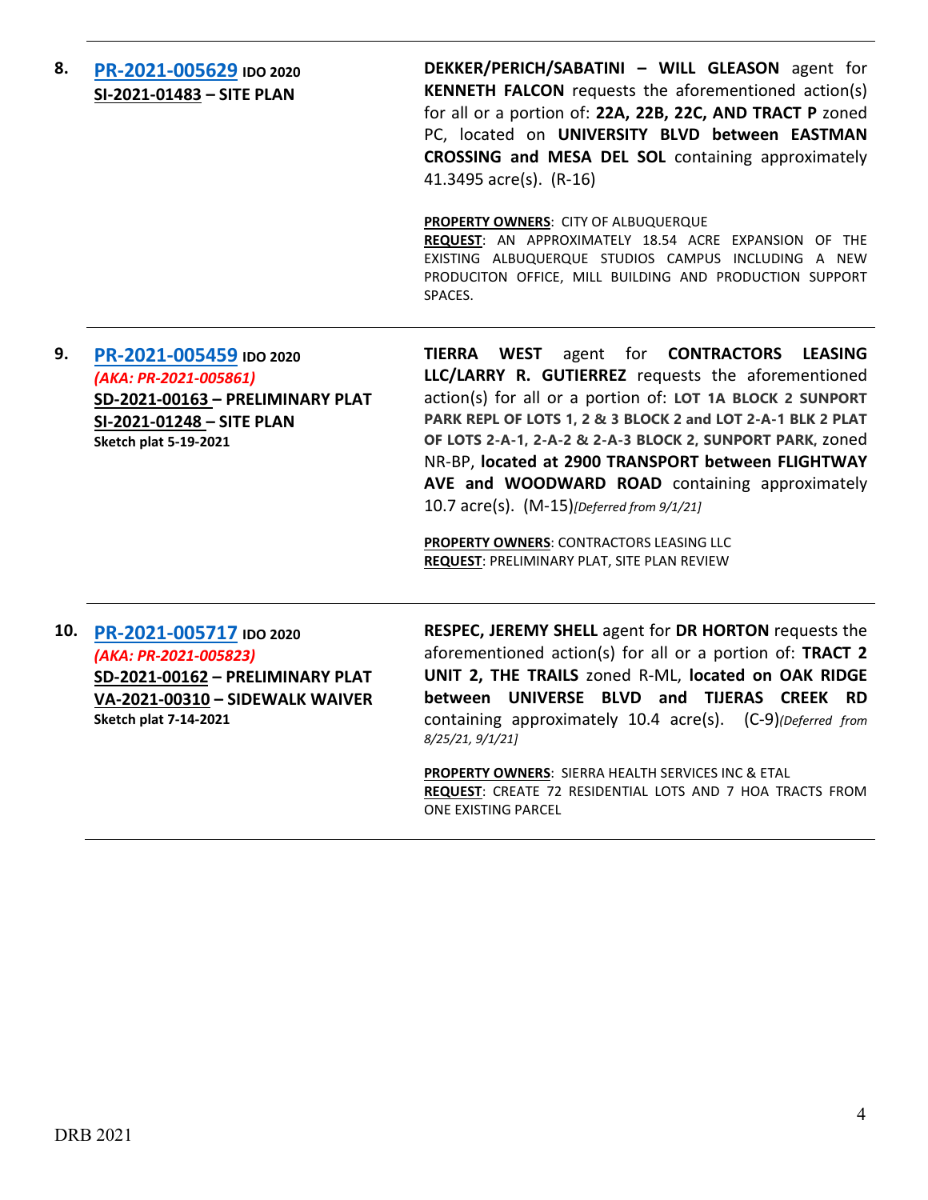**8.** **[PR-2021-005629](#)** **IDO 2020**
**SI-2021-01483 – SITE PLAN**

**DEKKER/PERICH/SABATINI – WILL GLEASON** agent for **KENNETH FALCON** requests the aforementioned action(s) for all or a portion of: **22A, 22B, 22C, AND TRACT P** zoned PC, located on **UNIVERSITY BLVD between EASTMAN CROSSING and MESA DEL SOL** containing approximately 41.3495 acre(s). (R-16)

**PROPERTY OWNERS**: CITY OF ALBUQUERQUE
**REQUEST**: AN APPROXIMATELY 18.54 ACRE EXPANSION OF THE EXISTING ALBUQUERQUE STUDIOS CAMPUS INCLUDING A NEW PRODUCITON OFFICE, MILL BUILDING AND PRODUCTION SUPPORT SPACES.

---

**9.** **[PR-2021-005459](#)** **IDO 2020**
*(AKA: PR-2021-005861)*
**SD-2021-00163 – PRELIMINARY PLAT**
**SI-2021-01248 – SITE PLAN**
**Sketch plat 5-19-2021**

**TIERRA WEST** agent for **CONTRACTORS LEASING LLC/LARRY R. GUTIERREZ** requests the aforementioned action(s) for all or a portion of: **LOT 1A BLOCK 2 SUNPORT PARK REPL OF LOTS 1, 2 & 3 BLOCK 2 and LOT 2-A-1 BLK 2 PLAT OF LOTS 2-A-1, 2-A-2 & 2-A-3 BLOCK 2, SUNPORT PARK**, zoned NR-BP, **located at 2900 TRANSPORT between FLIGHTWAY AVE and WOODWARD ROAD** containing approximately 10.7 acre(s). (M-15)*[Deferred from 9/1/21]*

**PROPERTY OWNERS**: CONTRACTORS LEASING LLC
**REQUEST**: PRELIMINARY PLAT, SITE PLAN REVIEW

---

**10.** **[PR-2021-005717](#)** **IDO 2020**
*(AKA: PR-2021-005823)*
**SD-2021-00162 – PRELIMINARY PLAT**
**VA-2021-00310 – SIDEWALK WAIVER**
**Sketch plat 7-14-2021**

**RESPEC, JEREMY SHELL** agent for **DR HORTON** requests the aforementioned action(s) for all or a portion of: **TRACT 2 UNIT 2, THE TRAILS** zoned R-ML, **located on OAK RIDGE between UNIVERSE BLVD and TIJERAS CREEK RD** containing approximately 10.4 acre(s). (C-9)*(Deferred from 8/25/21, 9/1/21]*

**PROPERTY OWNERS**: SIERRA HEALTH SERVICES INC & ETAL
**REQUEST**: CREATE 72 RESIDENTIAL LOTS AND 7 HOA TRACTS FROM ONE EXISTING PARCEL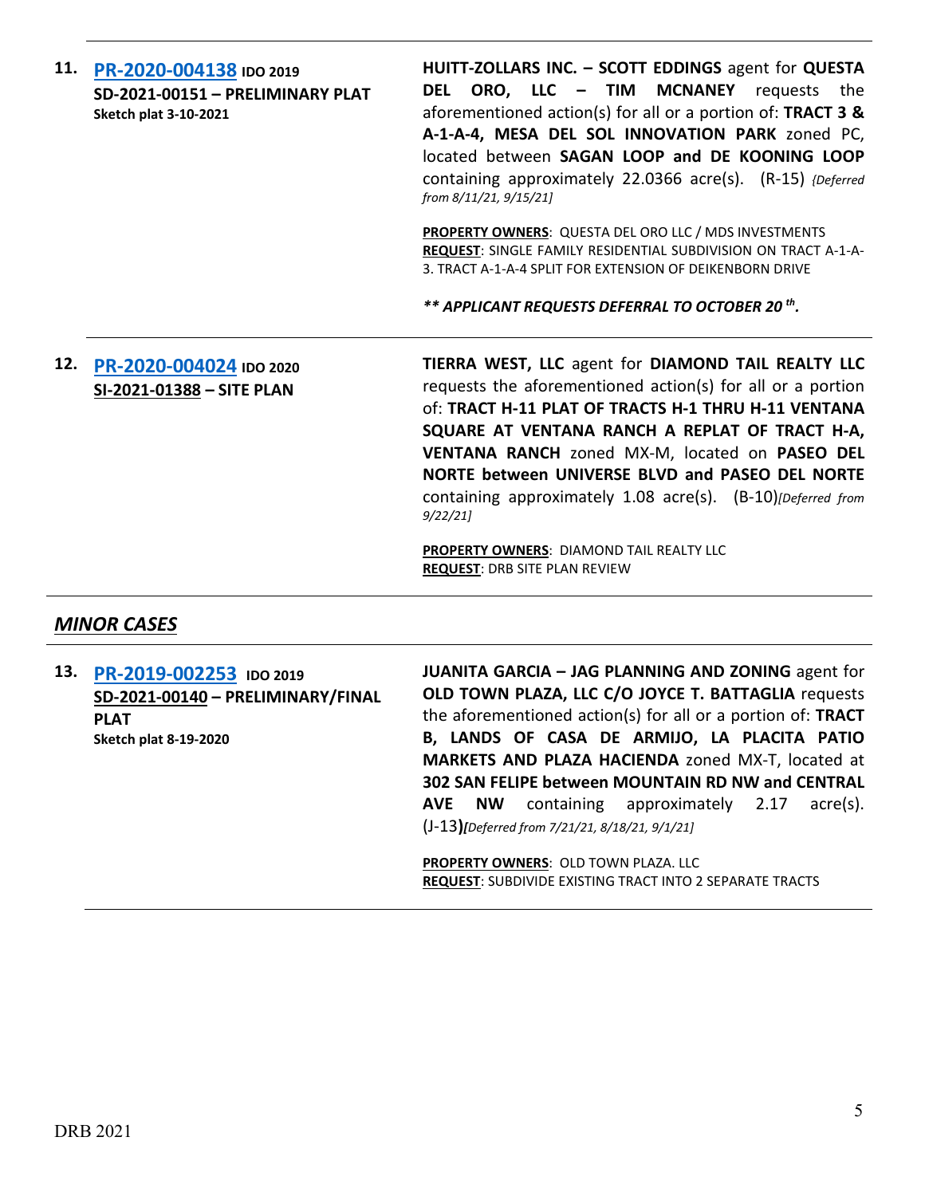**11. [PR-2020-004138] IDO 2019**
**SD-2021-00151 – PRELIMINARY PLAT**
**Sketch plat 3-10-2021**

**HUITT-ZOLLARS INC. – SCOTT EDDINGS** agent for **QUESTA DEL ORO, LLC – TIM MCNANEY** requests the aforementioned action(s) for all or a portion of: **TRACT 3 & A-1-A-4, MESA DEL SOL INNOVATION PARK** zoned PC, located between **SAGAN LOOP and DE KOONING LOOP** containing approximately 22.0366 acre(s). (R-15) *{Deferred from 8/11/21, 9/15/21]*

**PROPERTY OWNERS**: QUESTA DEL ORO LLC / MDS INVESTMENTS
**REQUEST**: SINGLE FAMILY RESIDENTIAL SUBDIVISION ON TRACT A-1-A-3. TRACT A-1-A-4 SPLIT FOR EXTENSION OF DEIKENBORN DRIVE

***** APPLICANT REQUESTS DEFERRAL TO OCTOBER 20th.***

---

**12. [PR-2020-004024] IDO 2020**
**SI-2021-01388 – SITE PLAN**

**TIERRA WEST, LLC** agent for **DIAMOND TAIL REALTY LLC** requests the aforementioned action(s) for all or a portion of: **TRACT H-11 PLAT OF TRACTS H-1 THRU H-11 VENTANA SQUARE AT VENTANA RANCH A REPLAT OF TRACT H-A, VENTANA RANCH** zoned MX-M, located on **PASEO DEL NORTE between UNIVERSE BLVD and PASEO DEL NORTE** containing approximately 1.08 acre(s). (B-10)*[Deferred from 9/22/21]*

**PROPERTY OWNERS**: DIAMOND TAIL REALTY LLC
**REQUEST**: DRB SITE PLAN REVIEW

---

## *MINOR CASES*

---

**13. [PR-2019-002253] IDO 2019**
**SD-2021-00140 – PRELIMINARY/FINAL PLAT**
**Sketch plat 8-19-2020**

**JUANITA GARCIA – JAG PLANNING AND ZONING** agent for **OLD TOWN PLAZA, LLC C/O JOYCE T. BATTAGLIA** requests the aforementioned action(s) for all or a portion of: **TRACT B, LANDS OF CASA DE ARMIJO, LA PLACITA PATIO MARKETS AND PLAZA HACIENDA** zoned MX-T, located at **302 SAN FELIPE between MOUNTAIN RD NW and CENTRAL AVE NW** containing approximately 2.17 acre(s). (J-13)*[Deferred from 7/21/21, 8/18/21, 9/1/21]*

**PROPERTY OWNERS**: OLD TOWN PLAZA. LLC
**REQUEST**: SUBDIVIDE EXISTING TRACT INTO 2 SEPARATE TRACTS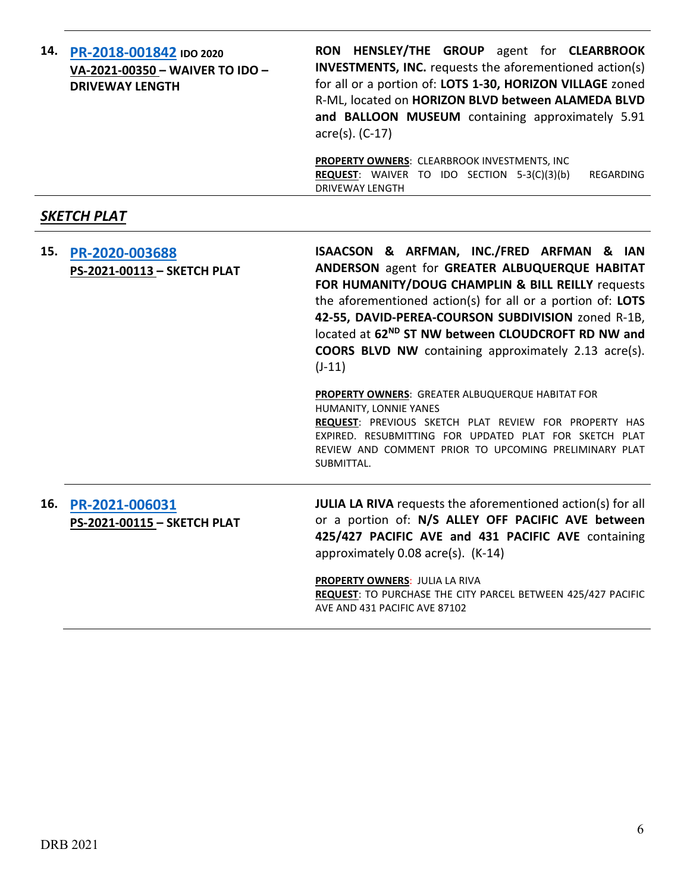| | | |
|---|---|---|
| 14. | **PR-2018-001842** **IDO 2020**<br>**VA-2021-00350 – WAIVER TO IDO – DRIVEWAY LENGTH** | **RON HENSLEY/THE GROUP** agent for **CLEARBROOK INVESTMENTS, INC.** requests the aforementioned action(s) for all or a portion of: **LOTS 1-30, HORIZON VILLAGE** zoned R-ML, located on **HORIZON BLVD between ALAMEDA BLVD and BALLOON MUSEUM** containing approximately 5.91 acre(s). (C-17)<br><br>**PROPERTY OWNERS**: CLEARBROOK INVESTMENTS, INC<br>**REQUEST**: WAIVER TO IDO SECTION 5-3(C)(3)(b) REGARDING DRIVEWAY LENGTH |

## *SKETCH PLAT*

| | | |
|---|---|---|
| 15. | **PR-2020-003688**<br>**PS-2021-00113 – SKETCH PLAT** | **ISAACSON & ARFMAN, INC./FRED ARFMAN & IAN ANDERSON** agent for **GREATER ALBUQUERQUE HABITAT FOR HUMANITY/DOUG CHAMPLIN & BILL REILLY** requests the aforementioned action(s) for all or a portion of: **LOTS 42-55, DAVID-PEREA-COURSON SUBDIVISION** zoned R-1B, located at **62ND ST NW between CLOUDCROFT RD NW and COORS BLVD NW** containing approximately 2.13 acre(s). (J-11)<br><br>**PROPERTY OWNERS**: GREATER ALBUQUERQUE HABITAT FOR HUMANITY, LONNIE YANES<br>**REQUEST**: PREVIOUS SKETCH PLAT REVIEW FOR PROPERTY HAS EXPIRED. RESUBMITTING FOR UPDATED PLAT FOR SKETCH PLAT REVIEW AND COMMENT PRIOR TO UPCOMING PRELIMINARY PLAT SUBMITTAL. |
| 16. | **PR-2021-006031**<br>**PS-2021-00115 – SKETCH PLAT** | **JULIA LA RIVA** requests the aforementioned action(s) for all or a portion of: **N/S ALLEY OFF PACIFIC AVE between 425/427 PACIFIC AVE and 431 PACIFIC AVE** containing approximately 0.08 acre(s). (K-14)<br><br>**PROPERTY OWNERS**: JULIA LA RIVA<br>**REQUEST**: TO PURCHASE THE CITY PARCEL BETWEEN 425/427 PACIFIC AVE AND 431 PACIFIC AVE 87102 |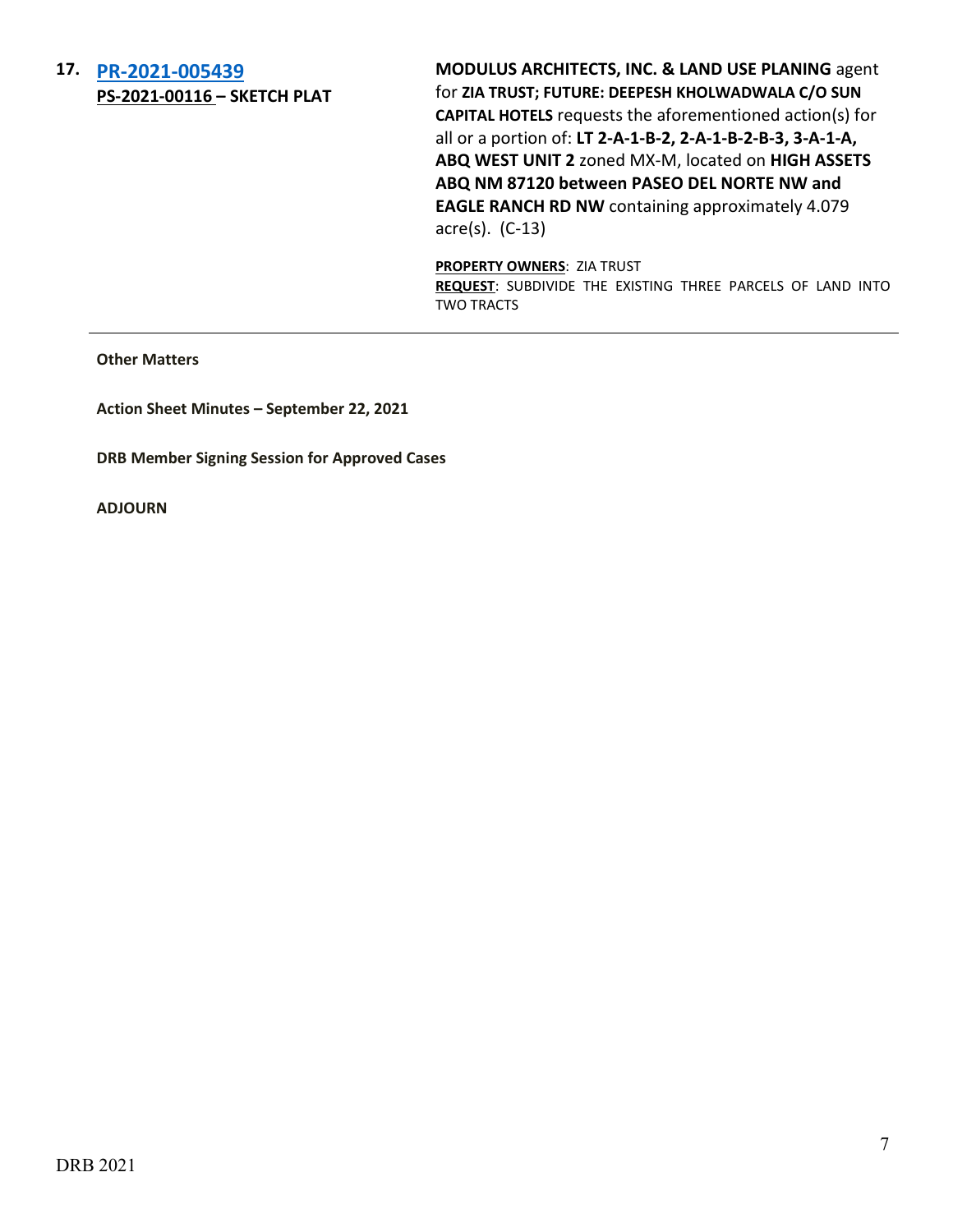**17. [PR-2021-005439](PR-2021-005439)**
**PS-2021-00116 – SKETCH PLAT**

**MODULUS ARCHITECTS, INC. & LAND USE PLANING** agent for **ZIA TRUST; FUTURE: DEEPESH KHOLWADWALA C/O SUN CAPITAL HOTELS** requests the aforementioned action(s) for all or a portion of: **LT 2-A-1-B-2, 2-A-1-B-2-B-3, 3-A-1-A, ABQ WEST UNIT 2** zoned MX-M, located on **HIGH ASSETS ABQ NM 87120 between PASEO DEL NORTE NW and EAGLE RANCH RD NW** containing approximately 4.079 acre(s). (C-13)

**PROPERTY OWNERS**: ZIA TRUST
**REQUEST**: SUBDIVIDE THE EXISTING THREE PARCELS OF LAND INTO TWO TRACTS

---

**Other Matters**

**Action Sheet Minutes – September 22, 2021**

**DRB Member Signing Session for Approved Cases**

**ADJOURN**